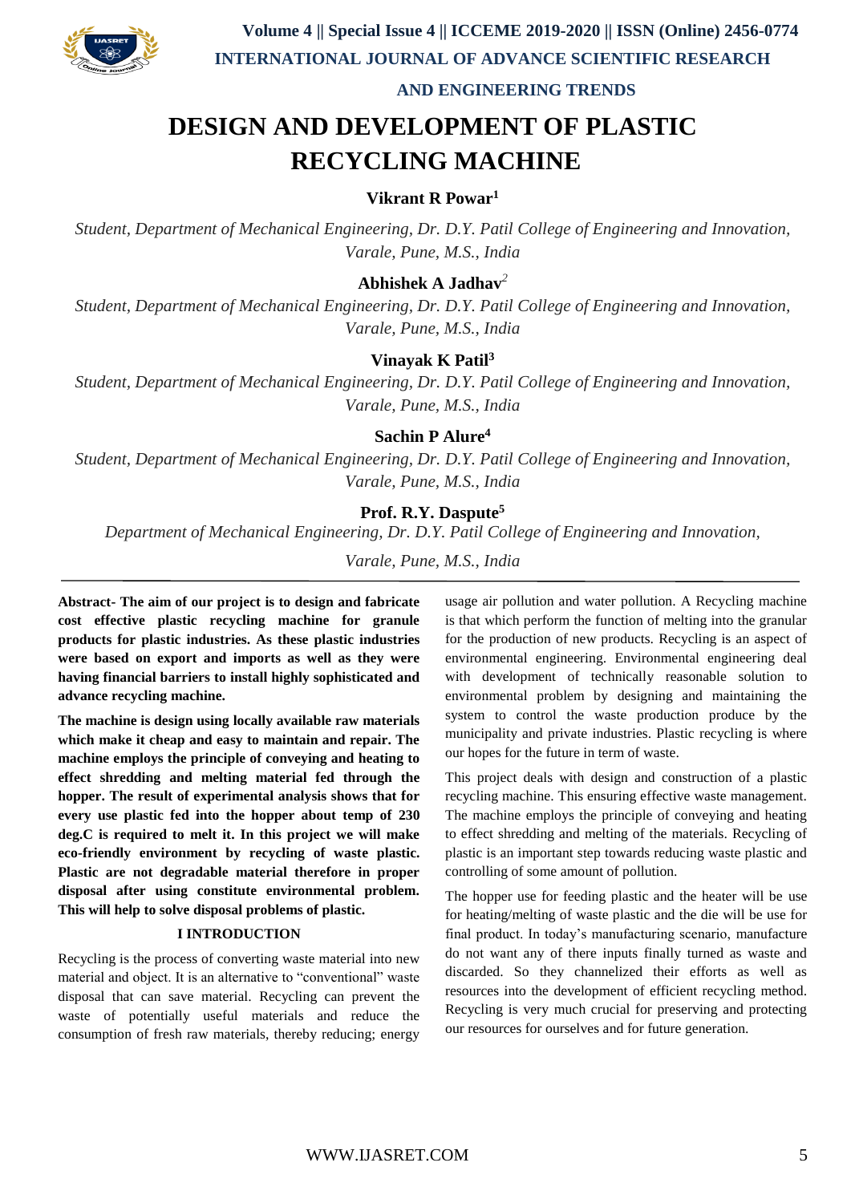# DESIGN AND DEVELOPMENT OF PLASTIC RECYCLING MACHINE

**Vikrant R Powar[1]**

*Student, Department of Mechanical Engineering, Dr. D.Y. Patil College of Engineering and Innovation, Varale, Pune, M.S., India*

**Abhishek A Jadhav[2]**

*Student, Department of Mechanical Engineering, Dr. D.Y. Patil College of Engineering and Innovation, Varale, Pune, M.S., India*

**Vinayak K Patil[3]**

*Student, Department of Mechanical Engineering, Dr. D.Y. Patil College of Engineering and Innovation, Varale, Pune, M.S., India*

**Sachin P Alure[4]**

*Student, Department of Mechanical Engineering, Dr. D.Y. Patil College of Engineering and Innovation, Varale, Pune, M.S., India*

**Prof. R.Y. Daspute[5]**

*Department of Mechanical Engineering, Dr. D.Y. Patil College of Engineering and Innovation, Varale, Pune, M.S., India*

---

**Abstract- The aim of our project is to design and fabricate cost effective plastic recycling machine for granule products for plastic industries. As these plastic industries were based on export and imports as well as they were having financial barriers to install highly sophisticated and advance recycling machine.**

**The machine is design using locally available raw materials which make it cheap and easy to maintain and repair. The machine employs the principle of conveying and heating to effect shredding and melting material fed through the hopper. The result of experimental analysis shows that for every use plastic fed into the hopper about temp of 230 deg.C is required to melt it. In this project we will make eco-friendly environment by recycling of waste plastic. Plastic are not degradable material therefore in proper disposal after using constitute environmental problem. This will help to solve disposal problems of plastic.**

## I INTRODUCTION

Recycling is the process of converting waste material into new material and object. It is an alternative to "conventional" waste disposal that can save material. Recycling can prevent the waste of potentially useful materials and reduce the consumption of fresh raw materials, thereby reducing; energy usage air pollution and water pollution. A Recycling machine is that which perform the function of melting into the granular for the production of new products. Recycling is an aspect of environmental engineering. Environmental engineering deal with development of technically reasonable solution to environmental problem by designing and maintaining the system to control the waste production produce by the municipality and private industries. Plastic recycling is where our hopes for the future in term of waste.

This project deals with design and construction of a plastic recycling machine. This ensuring effective waste management. The machine employs the principle of conveying and heating to effect shredding and melting of the materials. Recycling of plastic is an important step towards reducing waste plastic and controlling of some amount of pollution.

The hopper use for feeding plastic and the heater will be use for heating/melting of waste plastic and the die will be use for final product. In today's manufacturing scenario, manufacture do not want any of there inputs finally turned as waste and discarded. So they channelized their efforts as well as resources into the development of efficient recycling method. Recycling is very much crucial for preserving and protecting our resources for ourselves and for future generation.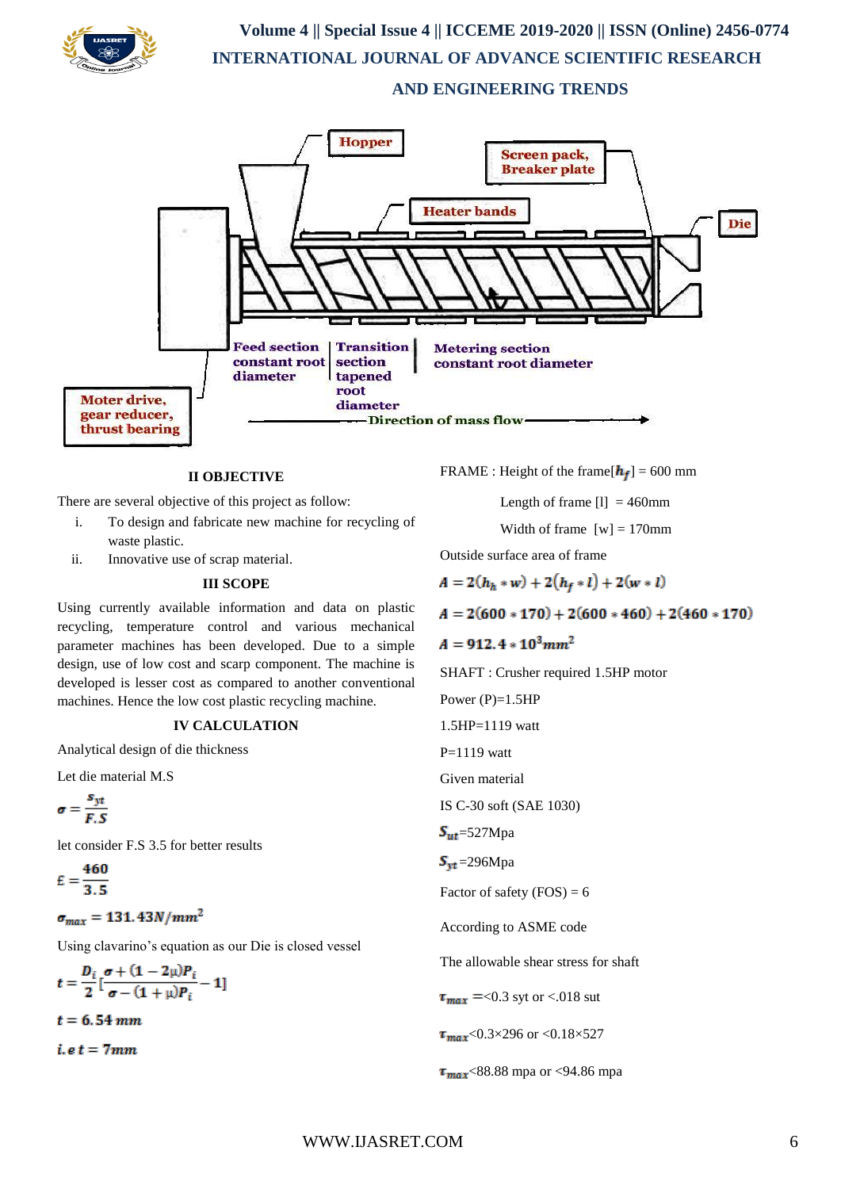Hopper

Screen pack, Breaker plate

Heater bands

Die

Feed section constant root diameter

Transition section tapened root diameter

Metering section constant root diameter

Moter drive, gear reducer, thrust bearing

Direction of mass flow

## II OBJECTIVE

There are several objective of this project as follow:

i. To design and fabricate new machine for recycling of waste plastic.
ii. Innovative use of scrap material.

## III SCOPE

Using currently available information and data on plastic recycling, temperature control and various mechanical parameter machines has been developed. Due to a simple design, use of low cost and scarp component. The machine is developed is lesser cost as compared to another conventional machines. Hence the low cost plastic recycling machine.

## IV CALCULATION

Analytical design of die thickness

Let die material M.S

$$\sigma = \frac{S_{yt}}{F.S}$$

let consider F.S 3.5 for better results

$$\pounds = \frac{460}{3.5}$$

$$\sigma_{max} = 131.43 N/mm^2$$

Using clavarino's equation as our Die is closed vessel

$$t = \frac{D_i}{2}\left[\frac{\sigma + (1 - 2\mu)P_i}{\sigma - (1 + \mu)P_i} - 1\right]$$

$$t = 6.54\, mm$$

$$i.e\; t = 7mm$$

FRAME : Height of the frame[$h_f$] = 600 mm

Length of frame [l] = 460mm

Width of frame [w] = 170mm

Outside surface area of frame

$$A = 2(h_h * w) + 2(h_f * l) + 2(w * l)$$

$$A = 2(600 * 170) + 2(600 * 460) + 2(460 * 170)$$

$$A = 912.4 * 10^3 mm^2$$

SHAFT : Crusher required 1.5HP motor

Power (P)=1.5HP

1.5HP=1119 watt

P=1119 watt

Given material

IS C-30 soft (SAE 1030)

$S_{ut}$=527Mpa

$S_{yt}$=296Mpa

Factor of safety (FOS) = 6

According to ASME code

The allowable shear stress for shaft

$\tau_{max}$ =<0.3 syt or <.018 sut

$\tau_{max}$<0.3×296 or <0.18×527

$\tau_{max}$<88.88 mpa or <94.86 mpa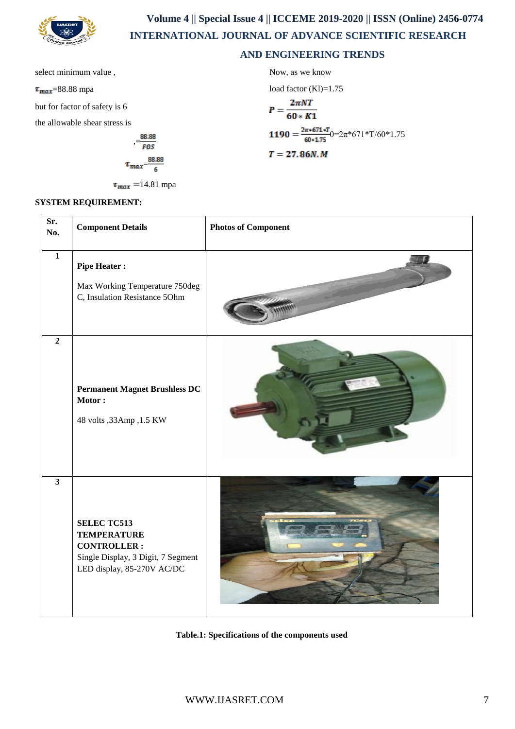select minimum value ,

$\tau_{max}$=88.88 mpa

but for factor of safety is 6

the allowable shear stress is

$$=\frac{88.88}{FOS}$$

$$\tau_{max}=\frac{88.88}{6}$$

$\tau_{max}$ =14.81 mpa

Now, as we know

load factor (Kl)=1.75

$$P = \frac{2\pi NT}{60 * K1}$$

$$1190 = \frac{2\pi * 671 * T}{60 * 1.75}$$0=2π*671*T/60*1.75

$$T = 27.86N.M$$

**SYSTEM REQUIREMENT:**

| Sr. No. | Component Details | Photos of Component |
|---|---|---|
| 1 | **Pipe Heater :** Max Working Temperature 750deg C, Insulation Resistance 5Ohm | |
| 2 | **Permanent Magnet Brushless DC Motor :** 48 volts ,33Amp ,1.5 KW | |
| 3 | **SELEC TC513 TEMPERATURE CONTROLLER :** Single Display, 3 Digit, 7 Segment LED display, 85-270V AC/DC | |

**Table.1: Specifications of the components used**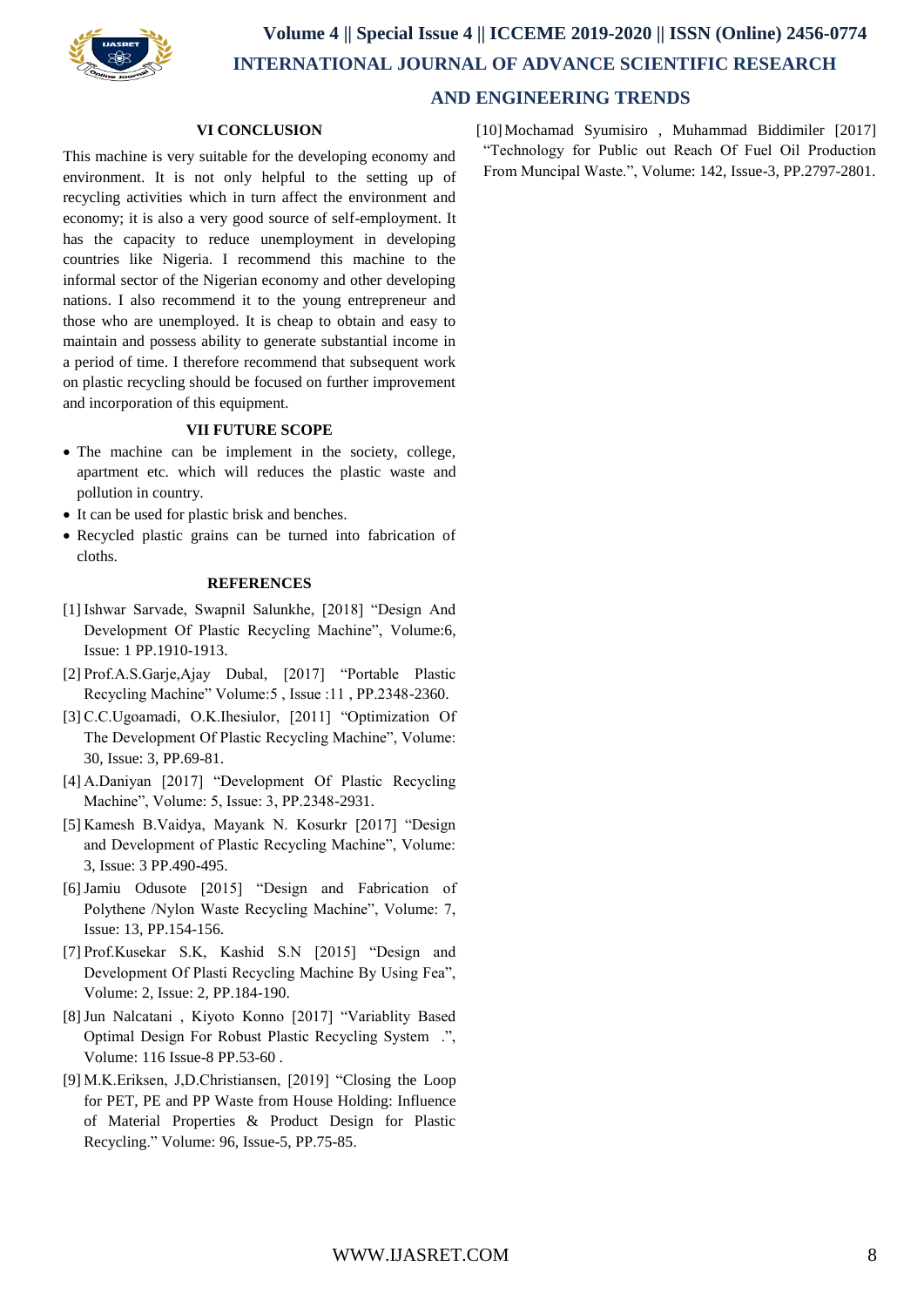## VI CONCLUSION

This machine is very suitable for the developing economy and environment. It is not only helpful to the setting up of recycling activities which in turn affect the environment and economy; it is also a very good source of self-employment. It has the capacity to reduce unemployment in developing countries like Nigeria. I recommend this machine to the informal sector of the Nigerian economy and other developing nations. I also recommend it to the young entrepreneur and those who are unemployed. It is cheap to obtain and easy to maintain and possess ability to generate substantial income in a period of time. I therefore recommend that subsequent work on plastic recycling should be focused on further improvement and incorporation of this equipment.

## VII FUTURE SCOPE

- The machine can be implement in the society, college, apartment etc. which will reduces the plastic waste and pollution in country.
- It can be used for plastic brisk and benches.
- Recycled plastic grains can be turned into fabrication of cloths.

## REFERENCES

[1] Ishwar Sarvade, Swapnil Salunkhe, [2018] "Design And Development Of Plastic Recycling Machine", Volume:6, Issue: 1 PP.1910-1913.

[2] Prof.A.S.Garje,Ajay Dubal, [2017] "Portable Plastic Recycling Machine" Volume:5 , Issue :11 , PP.2348-2360.

[3] C.C.Ugoamadi, O.K.Ihesiulor, [2011] "Optimization Of The Development Of Plastic Recycling Machine", Volume: 30, Issue: 3, PP.69-81.

[4] A.Daniyan [2017] "Development Of Plastic Recycling Machine", Volume: 5, Issue: 3, PP.2348-2931.

[5] Kamesh B.Vaidya, Mayank N. Kosurkr [2017] "Design and Development of Plastic Recycling Machine", Volume: 3, Issue: 3 PP.490-495.

[6] Jamiu Odusote [2015] "Design and Fabrication of Polythene /Nylon Waste Recycling Machine", Volume: 7, Issue: 13, PP.154-156.

[7] Prof.Kusekar S.K, Kashid S.N [2015] "Design and Development Of Plasti Recycling Machine By Using Fea", Volume: 2, Issue: 2, PP.184-190.

[8] Jun Nalcatani , Kiyoto Konno [2017] "Variablity Based Optimal Design For Robust Plastic Recycling System .", Volume: 116 Issue-8 PP.53-60 .

[9] M.K.Eriksen, J,D.Christiansen, [2019] "Closing the Loop for PET, PE and PP Waste from House Holding: Influence of Material Properties & Product Design for Plastic Recycling." Volume: 96, Issue-5, PP.75-85.

[10] Mochamad Syumisiro , Muhammad Biddimiler [2017] "Technology for Public out Reach Of Fuel Oil Production From Muncipal Waste.", Volume: 142, Issue-3, PP.2797-2801.